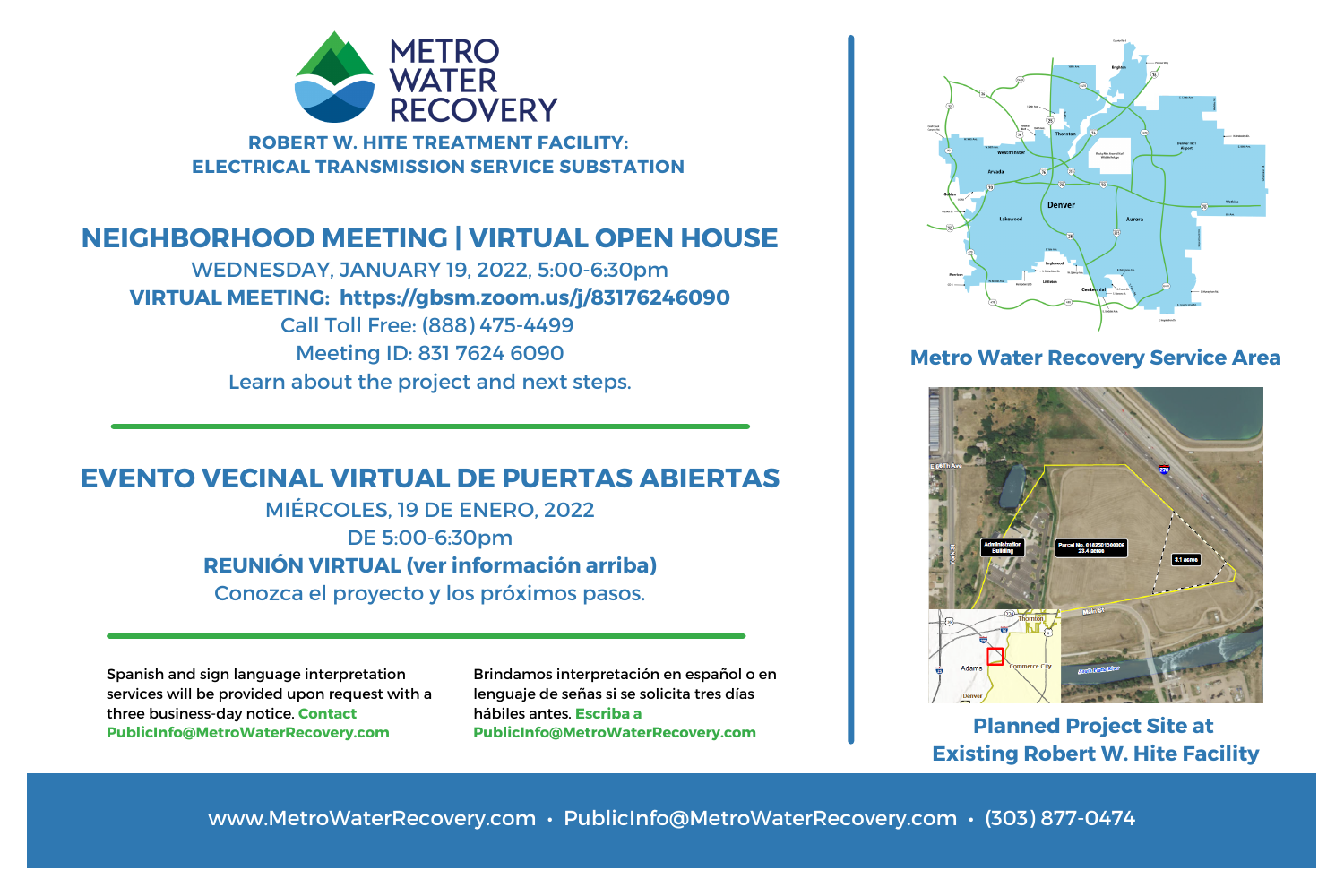# METRO WATER RECOVERY

## ROBERT W. HITE TREATMENT FACILITY: ELECTRICAL TRANSMISSION SERVICE SUBSTATION

## NEIGHBORHOOD MEETING | VIRTUAL OPEN HOUSE

WEDNESDAY, JANUARY 19, 2022, 5:00-6:30pm

**VIRTUAL MEETING: https://gbsm.zoom.us/j/83176246090**

Call Toll Free: (888) 475-4499

Meeting ID: 831 7624 6090

Learn about the project and next steps.

## EVENTO VECINAL VIRTUAL DE PUERTAS ABIERTAS

MIÉRCOLES, 19 DE ENERO, 2022

DE 5:00-6:30pm

**REUNIÓN VIRTUAL (ver información arriba)**

Conozca el proyecto y los próximos pasos.

Spanish and sign language interpretation services will be provided upon request with a three business-day notice. **Contact PublicInfo@MetroWaterRecovery.com**

Brindamos interpretación en español o en lenguaje de señas si se solicita tres días hábiles antes. **Escriba a PublicInfo@MetroWaterRecovery.com**

**Metro Water Recovery Service Area**

**Planned Project Site at Existing Robert W. Hite Facility**

www.MetroWaterRecovery.com • PublicInfo@MetroWaterRecovery.com • (303) 877-0474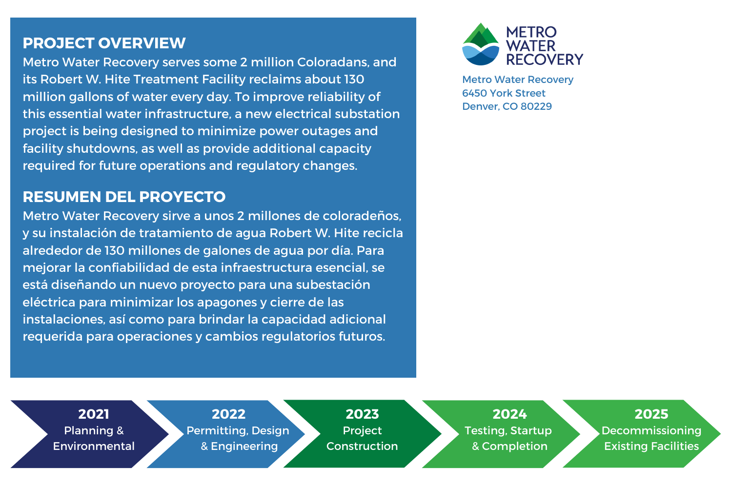## PROJECT OVERVIEW

Metro Water Recovery serves some 2 million Coloradans, and its Robert W. Hite Treatment Facility reclaims about 130 million gallons of water every day. To improve reliability of this essential water infrastructure, a new electrical substation project is being designed to minimize power outages and facility shutdowns, as well as provide additional capacity required for future operations and regulatory changes.

## RESUMEN DEL PROYECTO

Metro Water Recovery sirve a unos 2 millones de coloradeños, y su instalación de tratamiento de agua Robert W. Hite recicla alrededor de 130 millones de galones de agua por día. Para mejorar la confiabilidad de esta infraestructura esencial, se está diseñando un nuevo proyecto para una subestación eléctrica para minimizar los apagones y cierre de las instalaciones, así como para brindar la capacidad adicional requerida para operaciones y cambios regulatorios futuros.

METRO WATER RECOVERY

Metro Water Recovery
6450 York Street
Denver, CO 80229

**2021**
Planning & Environmental

**2022**
Permitting, Design & Engineering

**2023**
Project Construction

**2024**
Testing, Startup & Completion

**2025**
Decommissioning Existing Facilities